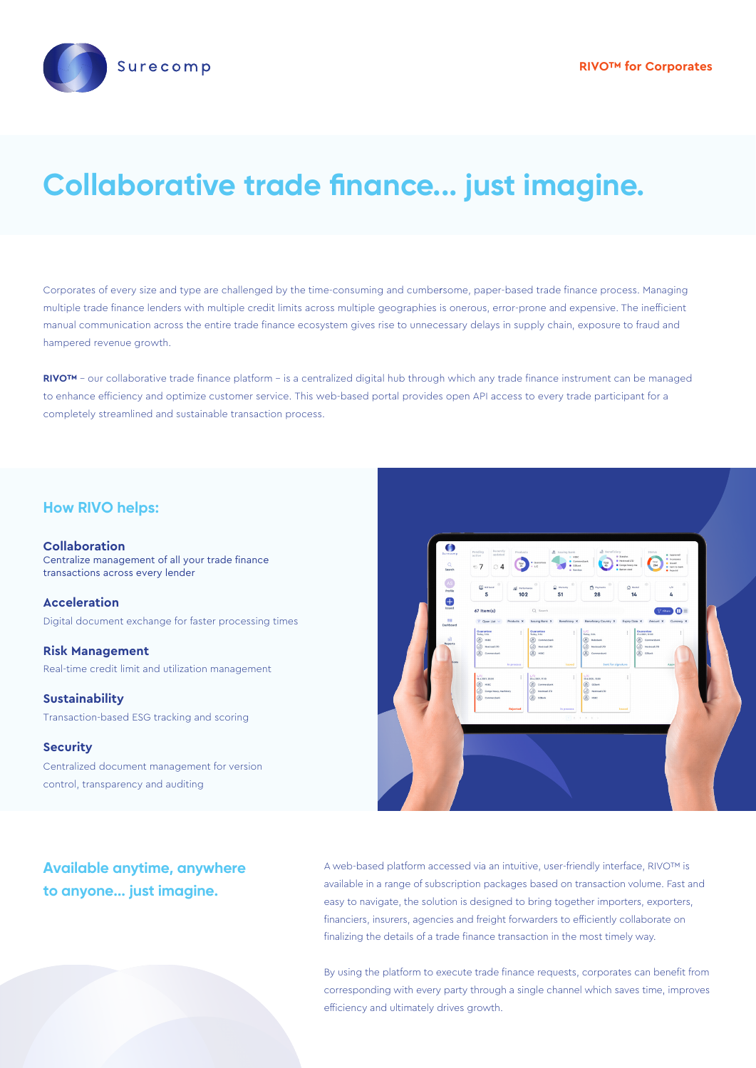Surecomp

**RIVO™ for Corporates**

# Collaborative trade finance... just imagine.

Corporates of every size and type are challenged by the time-consuming and cumbersome, paper-based trade finance process. Managing multiple trade finance lenders with multiple credit limits across multiple geographies is onerous, error-prone and expensive. The inefficient manual communication across the entire trade finance ecosystem gives rise to unnecessary delays in supply chain, exposure to fraud and hampered revenue growth.

**RIVO™** – our collaborative trade finance platform – is a centralized digital hub through which any trade finance instrument can be managed to enhance efficiency and optimize customer service. This web-based portal provides open API access to every trade participant for a completely streamlined and sustainable transaction process.

## How RIVO helps:

### Collaboration

Centralize management of all your trade finance transactions across every lender

### Acceleration

Digital document exchange for faster processing times

### Risk Management

Real-time credit limit and utilization management

### Sustainability

Transaction-based ESG tracking and scoring

### Security

Centralized document management for version control, transparency and auditing

## Available anytime, anywhere to anyone... just imagine.

A web-based platform accessed via an intuitive, user-friendly interface, RIVO™ is available in a range of subscription packages based on transaction volume. Fast and easy to navigate, the solution is designed to bring together importers, exporters, financiers, insurers, agencies and freight forwarders to efficiently collaborate on finalizing the details of a trade finance transaction in the most timely way.

By using the platform to execute trade finance requests, corporates can benefit from corresponding with every party through a single channel which saves time, improves efficiency and ultimately drives growth.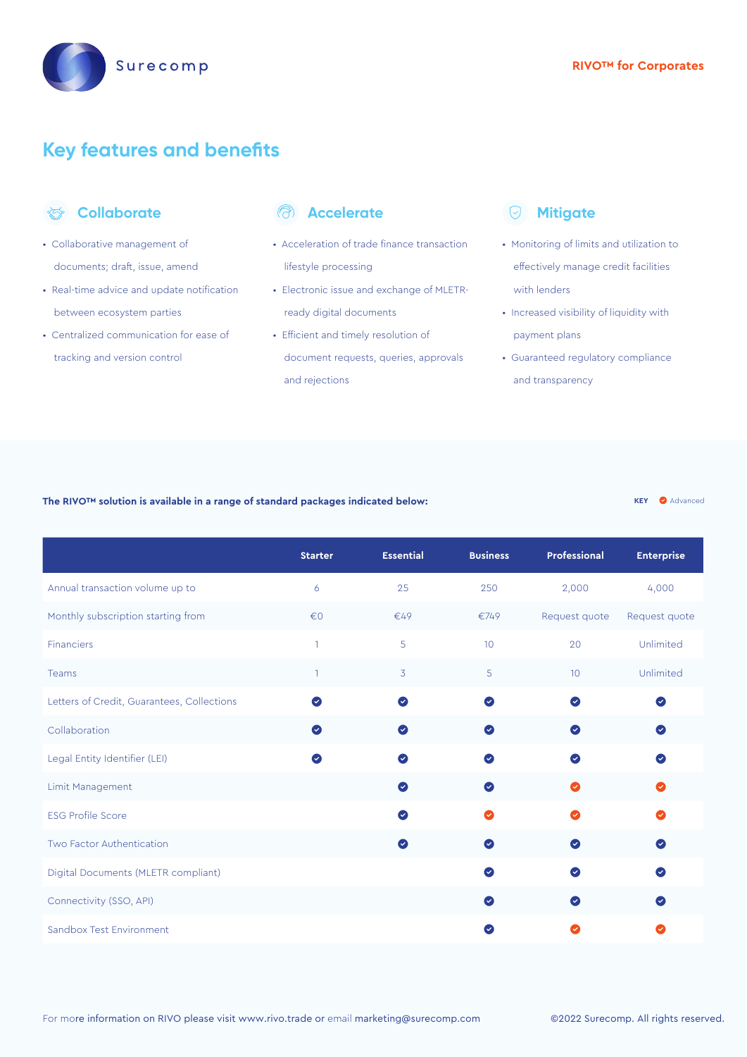## Key features and benefits

### Collaborate

- Collaborative management of documents; draft, issue, amend
- Real-time advice and update notification between ecosystem parties
- Centralized communication for ease of tracking and version control

### Accelerate

- Acceleration of trade finance transaction lifestyle processing
- Electronic issue and exchange of MLETR-ready digital documents
- Efficient and timely resolution of document requests, queries, approvals and rejections

### Mitigate

- Monitoring of limits and utilization to effectively manage credit facilities with lenders
- Increased visibility of liquidity with payment plans
- Guaranteed regulatory compliance and transparency

**The RIVO™ solution is available in a range of standard packages indicated below:**

**KEY** ✔ (orange) Advanced

| | Starter | Essential | Business | Professional | Enterprise |
|---|---|---|---|---|---|
| Annual transaction volume up to | 6 | 25 | 250 | 2,000 | 4,000 |
| Monthly subscription starting from | €0 | €49 | €749 | Request quote | Request quote |
| Financiers | 1 | 5 | 10 | 20 | Unlimited |
| Teams | 1 | 3 | 5 | 10 | Unlimited |
| Letters of Credit, Guarantees, Collections | ✔ | ✔ | ✔ | ✔ | ✔ |
| Collaboration | ✔ | ✔ | ✔ | ✔ | ✔ |
| Legal Entity Identifier (LEI) | ✔ | ✔ | ✔ | ✔ | ✔ |
| Limit Management | | ✔ | ✔ | ✔ (Advanced) | ✔ (Advanced) |
| ESG Profile Score | | ✔ | ✔ (Advanced) | ✔ (Advanced) | ✔ (Advanced) |
| Two Factor Authentication | | ✔ | ✔ | ✔ | ✔ |
| Digital Documents (MLETR compliant) | | | ✔ | ✔ | ✔ |
| Connectivity (SSO, API) | | | ✔ | ✔ | ✔ |
| Sandbox Test Environment | | | ✔ | ✔ (Advanced) | ✔ (Advanced) |

For more information on RIVO please visit www.rivo.trade or email marketing@surecomp.com

©2022 Surecomp. All rights reserved.